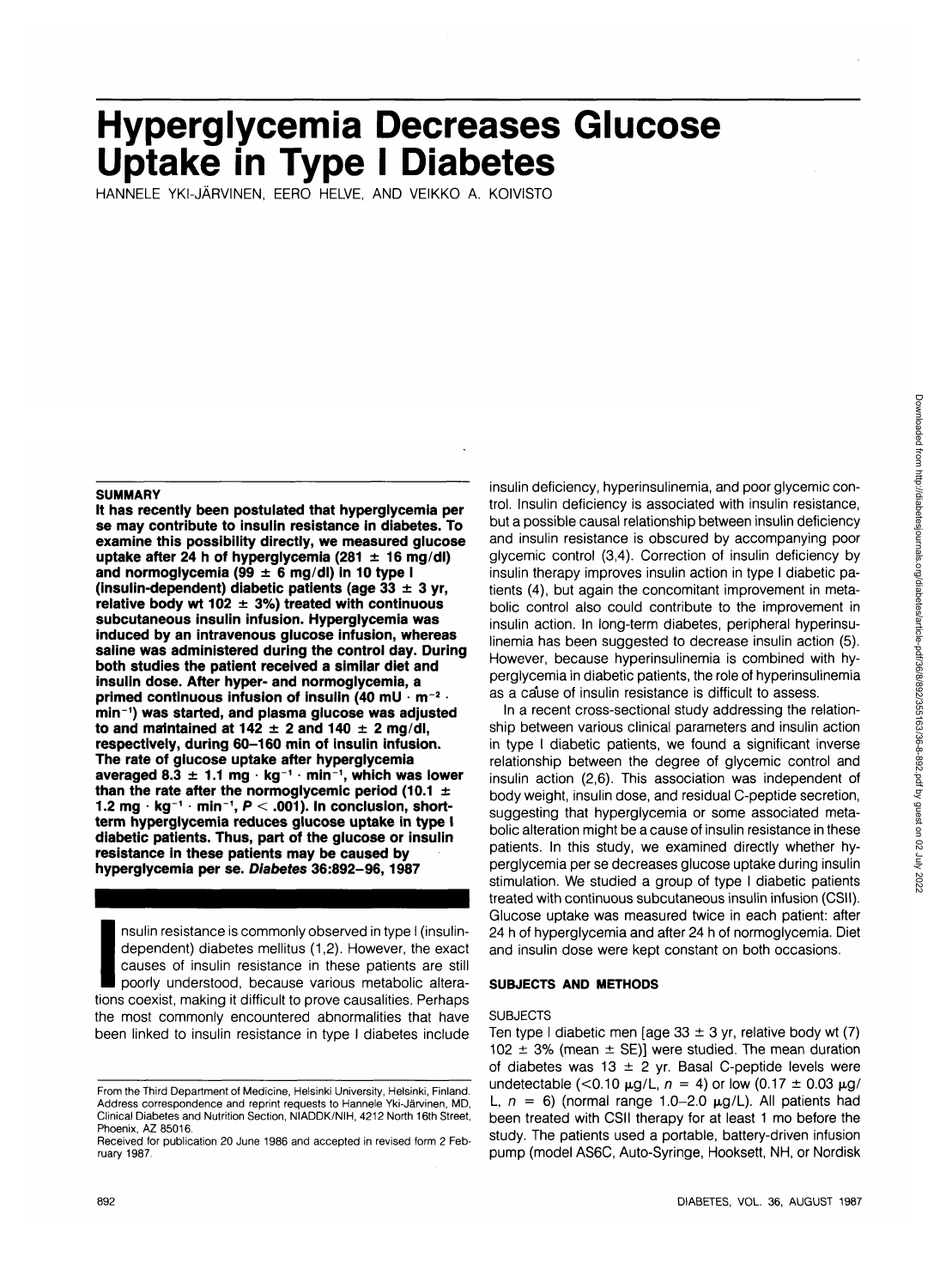# Hyperglycemia Decreases Glucose Uptake in Type I Diabetes

HANNELE YKI-JÄRVINEN, EERO HELVE, AND VEIKKO A. KOIVISTO

**SUMMARY**

**It has recently been postulated that hyperglycemia per se may contribute to insulin resistance in diabetes. To examine this possibility directly, we measured glucose uptake after 24 h of hyperglycemia (281 ± 16 mg/dl) and normoglycemia (99 ± 6 mg/dl) in 10 type I (insulin-dependent) diabetic patients (age 33 ± 3 yr, relative body wt 102 ± 3%) treated with continuous subcutaneous insulin infusion. Hyperglycemia was induced by an intravenous glucose infusion, whereas saline was administered during the control day. During both studies the patient received a similar diet and insulin dose. After hyper- and normoglycemia, a primed continuous infusion of insulin (40 mU · m$^{-2}$ · min$^{-1}$) was started, and plasma glucose was adjusted to and maintained at 142 ± 2 and 140 ± 2 mg/dl, respectively, during 60–160 min of insulin infusion. The rate of glucose uptake after hyperglycemia averaged 8.3 ± 1.1 mg · kg$^{-1}$ · min$^{-1}$, which was lower than the rate after the normoglycemic period (10.1 ± 1.2 mg · kg$^{-1}$ · min$^{-1}$, $P < .001$). In conclusion, short-term hyperglycemia reduces glucose uptake in type I diabetic patients. Thus, part of the glucose or insulin resistance in these patients may be caused by hyperglycemia per se.** ***Diabetes* 36:892–96, 1987**

Insulin resistance is commonly observed in type I (insulin-dependent) diabetes mellitus (1,2). However, the exact causes of insulin resistance in these patients are still poorly understood, because various metabolic alterations coexist, making it difficult to prove causalities. Perhaps the most commonly encountered abnormalities that have been linked to insulin resistance in type I diabetes include insulin deficiency, hyperinsulinemia, and poor glycemic control. Insulin deficiency is associated with insulin resistance, but a possible causal relationship between insulin deficiency and insulin resistance is obscured by accompanying poor glycemic control (3,4). Correction of insulin deficiency by insulin therapy improves insulin action in type I diabetic patients (4), but again the concomitant improvement in metabolic control also could contribute to the improvement in insulin action. In long-term diabetes, peripheral hyperinsulinemia has been suggested to decrease insulin action (5). However, because hyperinsulinemia is combined with hyperglycemia in diabetic patients, the role of hyperinsulinemia as a cause of insulin resistance is difficult to assess.

In a recent cross-sectional study addressing the relationship between various clinical parameters and insulin action in type I diabetic patients, we found a significant inverse relationship between the degree of glycemic control and insulin action (2,6). This association was independent of body weight, insulin dose, and residual C-peptide secretion, suggesting that hyperglycemia or some associated metabolic alteration might be a cause of insulin resistance in these patients. In this study, we examined directly whether hyperglycemia per se decreases glucose uptake during insulin stimulation. We studied a group of type I diabetic patients treated with continuous subcutaneous insulin infusion (CSII). Glucose uptake was measured twice in each patient: after 24 h of hyperglycemia and after 24 h of normoglycemia. Diet and insulin dose were kept constant on both occasions.

## SUBJECTS AND METHODS

### SUBJECTS

Ten type I diabetic men [age 33 ± 3 yr, relative body wt (7) 102 ± 3% (mean ± SE)] were studied. The mean duration of diabetes was 13 ± 2 yr. Basal C-peptide levels were undetectable (<0.10 μg/L, $n = 4$) or low (0.17 ± 0.03 μg/L, $n = 6$) (normal range 1.0–2.0 μg/L). All patients had been treated with CSII therapy for at least 1 mo before the study. The patients used a portable, battery-driven infusion pump (model AS6C, Auto-Syringe, Hooksett, NH, or Nordisk

From the Third Department of Medicine, Helsinki University, Helsinki, Finland. Address correspondence and reprint requests to Hannele Yki-Järvinen, MD, Clinical Diabetes and Nutrition Section, NIADDK/NIH, 4212 North 16th Street, Phoenix, AZ 85016.

Received for publication 20 June 1986 and accepted in revised form 2 February 1987.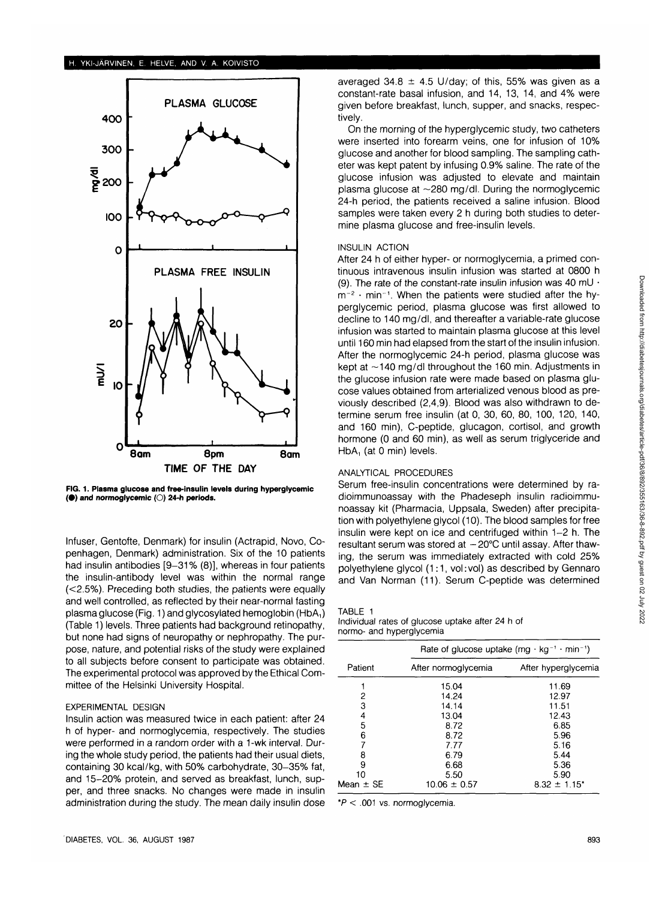FIG. 1. Plasma glucose and free-insulin levels during hyperglycemic (●) and normoglycemic (○) 24-h periods.

Infuser, Gentofte, Denmark) for insulin (Actrapid, Novo, Copenhagen, Denmark) administration. Six of the 10 patients had insulin antibodies [9–31% (8)], whereas in four patients the insulin-antibody level was within the normal range (<2.5%). Preceding both studies, the patients were equally and well controlled, as reflected by their near-normal fasting plasma glucose (Fig. 1) and glycosylated hemoglobin ($HbA_1$) (Table 1) levels. Three patients had background retinopathy, but none had signs of neuropathy or nephropathy. The purpose, nature, and potential risks of the study were explained to all subjects before consent to participate was obtained. The experimental protocol was approved by the Ethical Committee of the Helsinki University Hospital.

### EXPERIMENTAL DESIGN

Insulin action was measured twice in each patient: after 24 h of hyper- and normoglycemia, respectively. The studies were performed in a random order with a 1-wk interval. During the whole study period, the patients had their usual diets, containing 30 kcal/kg, with 50% carbohydrate, 30–35% fat, and 15–20% protein, and served as breakfast, lunch, supper, and three snacks. No changes were made in insulin administration during the study. The mean daily insulin dose averaged 34.8 ± 4.5 U/day; of this, 55% was given as a constant-rate basal infusion, and 14, 13, 14, and 4% were given before breakfast, lunch, supper, and snacks, respectively.

On the morning of the hyperglycemic study, two catheters were inserted into forearm veins, one for infusion of 10% glucose and another for blood sampling. The sampling catheter was kept patent by infusing 0.9% saline. The rate of the glucose infusion was adjusted to elevate and maintain plasma glucose at ~280 mg/dl. During the normoglycemic 24-h period, the patients received a saline infusion. Blood samples were taken every 2 h during both studies to determine plasma glucose and free-insulin levels.

### INSULIN ACTION

After 24 h of either hyper- or normoglycemia, a primed continuous intravenous insulin infusion was started at 0800 h (9). The rate of the constant-rate insulin infusion was 40 $mU \cdot m^{-2} \cdot min^{-1}$. When the patients were studied after the hyperglycemic period, plasma glucose was first allowed to decline to 140 mg/dl, and thereafter a variable-rate glucose infusion was started to maintain plasma glucose at this level until 160 min had elapsed from the start of the insulin infusion. After the normoglycemic 24-h period, plasma glucose was kept at ~140 mg/dl throughout the 160 min. Adjustments in the glucose infusion rate were made based on plasma glucose values obtained from arterialized venous blood as previously described (2,4,9). Blood was also withdrawn to determine serum free insulin (at 0, 30, 60, 80, 100, 120, 140, and 160 min), C-peptide, glucagon, cortisol, and growth hormone (0 and 60 min), as well as serum triglyceride and $HbA_1$ (at 0 min) levels.

### ANALYTICAL PROCEDURES

Serum free-insulin concentrations were determined by radioimmunoassay with the Phadeseph insulin radioimmunoassay kit (Pharmacia, Uppsala, Sweden) after precipitation with polyethylene glycol (10). The blood samples for free insulin were kept on ice and centrifuged within 1–2 h. The resultant serum was stored at −20°C until assay. After thawing, the serum was immediately extracted with cold 25% polyethylene glycol (1:1, vol:vol) as described by Gennaro and Van Norman (11). Serum C-peptide was determined

TABLE 1
Individual rates of glucose uptake after 24 h of normo- and hyperglycemia

| Patient | Rate of glucose uptake ($mg \cdot kg^{-1} \cdot min^{-1}$) | |
|---|---|---|
| | After normoglycemia | After hyperglycemia |
| 1 | 15.04 | 11.69 |
| 2 | 14.24 | 12.97 |
| 3 | 14.14 | 11.51 |
| 4 | 13.04 | 12.43 |
| 5 | 8.72 | 6.85 |
| 6 | 8.72 | 5.96 |
| 7 | 7.77 | 5.16 |
| 8 | 6.79 | 5.44 |
| 9 | 6.68 | 5.36 |
| 10 | 5.50 | 5.90 |
| Mean ± SE | 10.06 ± 0.57 | 8.32 ± 1.15* |

*$P < .001$ vs. normoglycemia.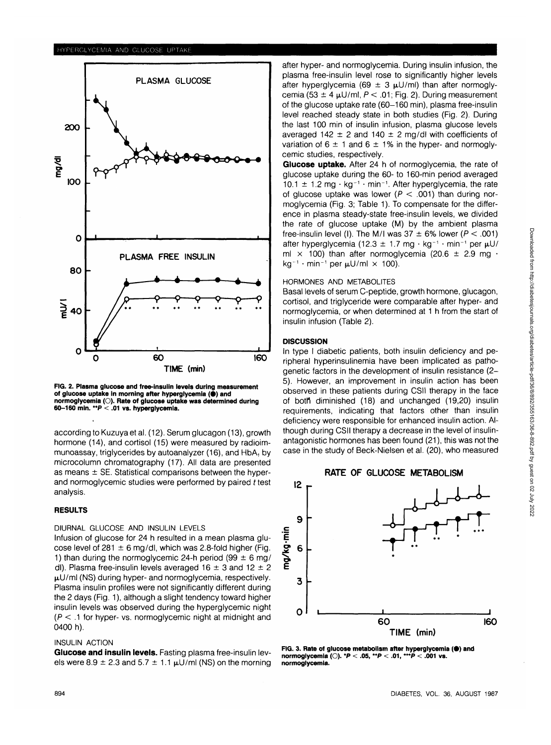FIG. 2. Plasma glucose and free-insulin levels during measurement of glucose uptake in morning after hyperglycemia (●) and normoglycemia (○). Rate of glucose uptake was determined during 60–160 min. **$P < .01$ vs. hyperglycemia.

according to Kuzuya et al. (12). Serum glucagon (13), growth hormone (14), and cortisol (15) were measured by radioimmunoassay, triglycerides by autoanalyzer (16), and $HbA_1$ by microcolumn chromatography (17). All data are presented as means ± SE. Statistical comparisons between the hyper- and normoglycemic studies were performed by paired *t* test analysis.

## RESULTS

### DIURNAL GLUCOSE AND INSULIN LEVELS

Infusion of glucose for 24 h resulted in a mean plasma glucose level of 281 ± 6 mg/dl, which was 2.8-fold higher (Fig. 1) than during the normoglycemic 24-h period (99 ± 6 mg/dl). Plasma free-insulin levels averaged 16 ± 3 and 12 ± 2 μU/ml (NS) during hyper- and normoglycemia, respectively. Plasma insulin profiles were not significantly different during the 2 days (Fig. 1), although a slight tendency toward higher insulin levels was observed during the hyperglycemic night ($P < .1$ for hyper- vs. normoglycemic night at midnight and 0400 h).

### INSULIN ACTION

**Glucose and insulin levels.** Fasting plasma free-insulin levels were 8.9 ± 2.3 and 5.7 ± 1.1 μU/ml (NS) on the morning after hyper- and normoglycemia. During insulin infusion, the plasma free-insulin level rose to significantly higher levels after hyperglycemia (69 ± 3 μU/ml) than after normoglycemia (53 ± 4 μU/ml, $P < .01$; Fig. 2). During measurement of the glucose uptake rate (60–160 min), plasma free-insulin level reached steady state in both studies (Fig. 2). During the last 100 min of insulin infusion, plasma glucose levels averaged 142 ± 2 and 140 ± 2 mg/dl with coefficients of variation of 6 ± 1 and 6 ± 1% in the hyper- and normoglycemic studies, respectively.

**Glucose uptake.** After 24 h of normoglycemia, the rate of glucose uptake during the 60- to 160-min period averaged 10.1 ± 1.2 mg · $kg^{-1}$ · $min^{-1}$. After hyperglycemia, the rate of glucose uptake was lower ($P < .001$) than during normoglycemia (Fig. 3; Table 1). To compensate for the difference in plasma steady-state free-insulin levels, we divided the rate of glucose uptake (M) by the ambient plasma free-insulin level (I). The M/I was 37 ± 6% lower ($P < .001$) after hyperglycemia (12.3 ± 1.7 mg · $kg^{-1}$ · $min^{-1}$ per μU/ml × 100) than after normoglycemia (20.6 ± 2.9 mg · $kg^{-1}$ · $min^{-1}$ per μU/ml × 100).

### HORMONES AND METABOLITES

Basal levels of serum C-peptide, growth hormone, glucagon, cortisol, and triglyceride were comparable after hyper- and normoglycemia, or when determined at 1 h from the start of insulin infusion (Table 2).

## DISCUSSION

In type I diabetic patients, both insulin deficiency and peripheral hyperinsulinemia have been implicated as pathogenetic factors in the development of insulin resistance (2–5). However, an improvement in insulin action has been observed in these patients during CSII therapy in the face of both diminished (18) and unchanged (19,20) insulin requirements, indicating that factors other than insulin deficiency were responsible for enhanced insulin action. Although during CSII therapy a decrease in the level of insulin-antagonistic hormones has been found (21), this was not the case in the study of Beck-Nielsen et al. (20), who measured

FIG. 3. Rate of glucose metabolism after hyperglycemia (●) and normoglycemia (○). *$P < .05$, **$P < .01$, ***$P < .001$ vs. normoglycemia.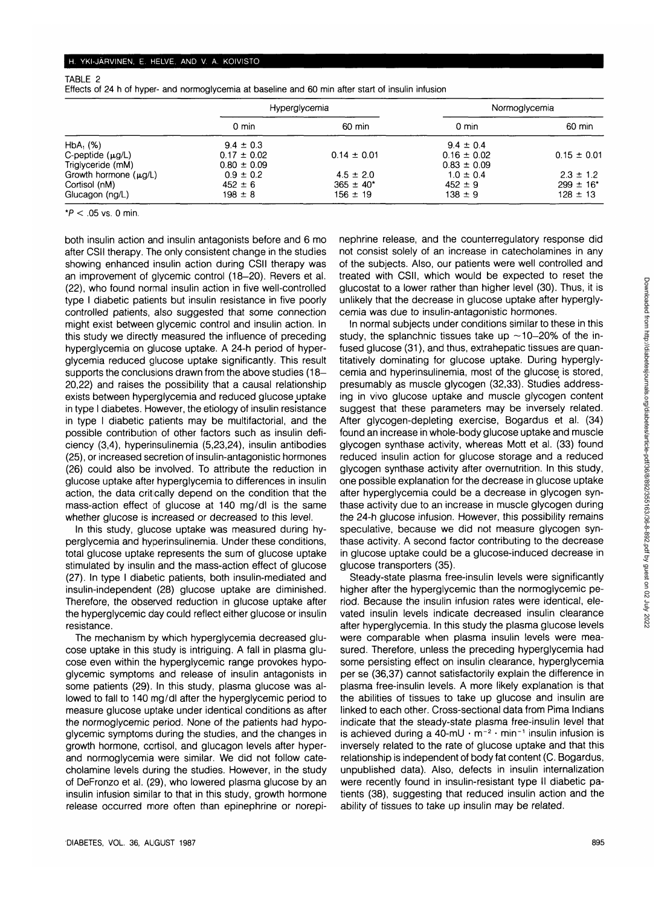TABLE 2

Effects of 24 h of hyper- and normoglycemia at baseline and 60 min after start of insulin infusion

| | Hyperglycemia | | Normoglycemia | |
|---|---|---|---|---|
| | 0 min | 60 min | 0 min | 60 min |
| $HbA_1$ (%) | 9.4 ± 0.3 | | 9.4 ± 0.4 | |
| C-peptide (μg/L) | 0.17 ± 0.02 | 0.14 ± 0.01 | 0.16 ± 0.02 | 0.15 ± 0.01 |
| Triglyceride (mM) | 0.80 ± 0.09 | | 0.83 ± 0.09 | |
| Growth hormone (μg/L) | 0.9 ± 0.2 | 4.5 ± 2.0 | 1.0 ± 0.4 | 2.3 ± 1.2 |
| Cortisol (nM) | 452 ± 6 | 365 ± 40* | 452 ± 9 | 299 ± 16* |
| Glucagon (ng/L) | 198 ± 8 | 156 ± 19 | 138 ± 9 | 128 ± 13 |

*$P < .05$ vs. 0 min.

both insulin action and insulin antagonists before and 6 mo after CSII therapy. The only consistent change in the studies showing enhanced insulin action during CSII therapy was an improvement of glycemic control (18–20). Revers et al. (22), who found normal insulin action in five well-controlled type I diabetic patients but insulin resistance in five poorly controlled patients, also suggested that some connection might exist between glycemic control and insulin action. In this study we directly measured the influence of preceding hyperglycemia on glucose uptake. A 24-h period of hyperglycemia reduced glucose uptake significantly. This result supports the conclusions drawn from the above studies (18–20,22) and raises the possibility that a causal relationship exists between hyperglycemia and reduced glucose uptake in type I diabetes. However, the etiology of insulin resistance in type I diabetic patients may be multifactorial, and the possible contribution of other factors such as insulin deficiency (3,4), hyperinsulinemia (5,23,24), insulin antibodies (25), or increased secretion of insulin-antagonistic hormones (26) could also be involved. To attribute the reduction in glucose uptake after hyperglycemia to differences in insulin action, the data critically depend on the condition that the mass-action effect of glucose at 140 mg/dl is the same whether glucose is increased or decreased to this level.

In this study, glucose uptake was measured during hyperglycemia and hyperinsulinemia. Under these conditions, total glucose uptake represents the sum of glucose uptake stimulated by insulin and the mass-action effect of glucose (27). In type I diabetic patients, both insulin-mediated and insulin-independent (28) glucose uptake are diminished. Therefore, the observed reduction in glucose uptake after the hyperglycemic day could reflect either glucose or insulin resistance.

The mechanism by which hyperglycemia decreased glucose uptake in this study is intriguing. A fall in plasma glucose even within the hyperglycemic range provokes hypoglycemic symptoms and release of insulin antagonists in some patients (29). In this study, plasma glucose was allowed to fall to 140 mg/dl after the hyperglycemic period to measure glucose uptake under identical conditions as after the normoglycemic period. None of the patients had hypoglycemic symptoms during the studies, and the changes in growth hormone, cortisol, and glucagon levels after hyper- and normoglycemia were similar. We did not follow catecholamine levels during the studies. However, in the study of DeFronzo et al. (29), who lowered plasma glucose by an insulin infusion similar to that in this study, growth hormone release occurred more often than epinephrine or norepinephrine release, and the counterregulatory response did not consist solely of an increase in catecholamines in any of the subjects. Also, our patients were well controlled and treated with CSII, which would be expected to reset the glucostat to a lower rather than higher level (30). Thus, it is unlikely that the decrease in glucose uptake after hyperglycemia was due to insulin-antagonistic hormones.

In normal subjects under conditions similar to these in this study, the splanchnic tissues take up ~10–20% of the infused glucose (31), and thus, extrahepatic tissues are quantitatively dominating for glucose uptake. During hyperglycemia and hyperinsulinemia, most of the glucose is stored, presumably as muscle glycogen (32,33). Studies addressing in vivo glucose uptake and muscle glycogen content suggest that these parameters may be inversely related. After glycogen-depleting exercise, Bogardus et al. (34) found an increase in whole-body glucose uptake and muscle glycogen synthase activity, whereas Mott et al. (33) found reduced insulin action for glucose storage and a reduced glycogen synthase activity after overnutrition. In this study, one possible explanation for the decrease in glucose uptake after hyperglycemia could be a decrease in glycogen synthase activity due to an increase in muscle glycogen during the 24-h glucose infusion. However, this possibility remains speculative, because we did not measure glycogen synthase activity. A second factor contributing to the decrease in glucose uptake could be a glucose-induced decrease in glucose transporters (35).

Steady-state plasma free-insulin levels were significantly higher after the hyperglycemic than the normoglycemic period. Because the insulin infusion rates were identical, elevated insulin levels indicate decreased insulin clearance after hyperglycemia. In this study the plasma glucose levels were comparable when plasma insulin levels were measured. Therefore, unless the preceding hyperglycemia had some persisting effect on insulin clearance, hyperglycemia per se (36,37) cannot satisfactorily explain the difference in plasma free-insulin levels. A more likely explanation is that the abilities of tissues to take up glucose and insulin are linked to each other. Cross-sectional data from Pima Indians indicate that the steady-state plasma free-insulin level that is achieved during a 40-mU · $m^{-2}$ · $min^{-1}$ insulin infusion is inversely related to the rate of glucose uptake and that this relationship is independent of body fat content (C. Bogardus, unpublished data). Also, defects in insulin internalization were recently found in insulin-resistant type II diabetic patients (38), suggesting that reduced insulin action and the ability of tissues to take up insulin may be related.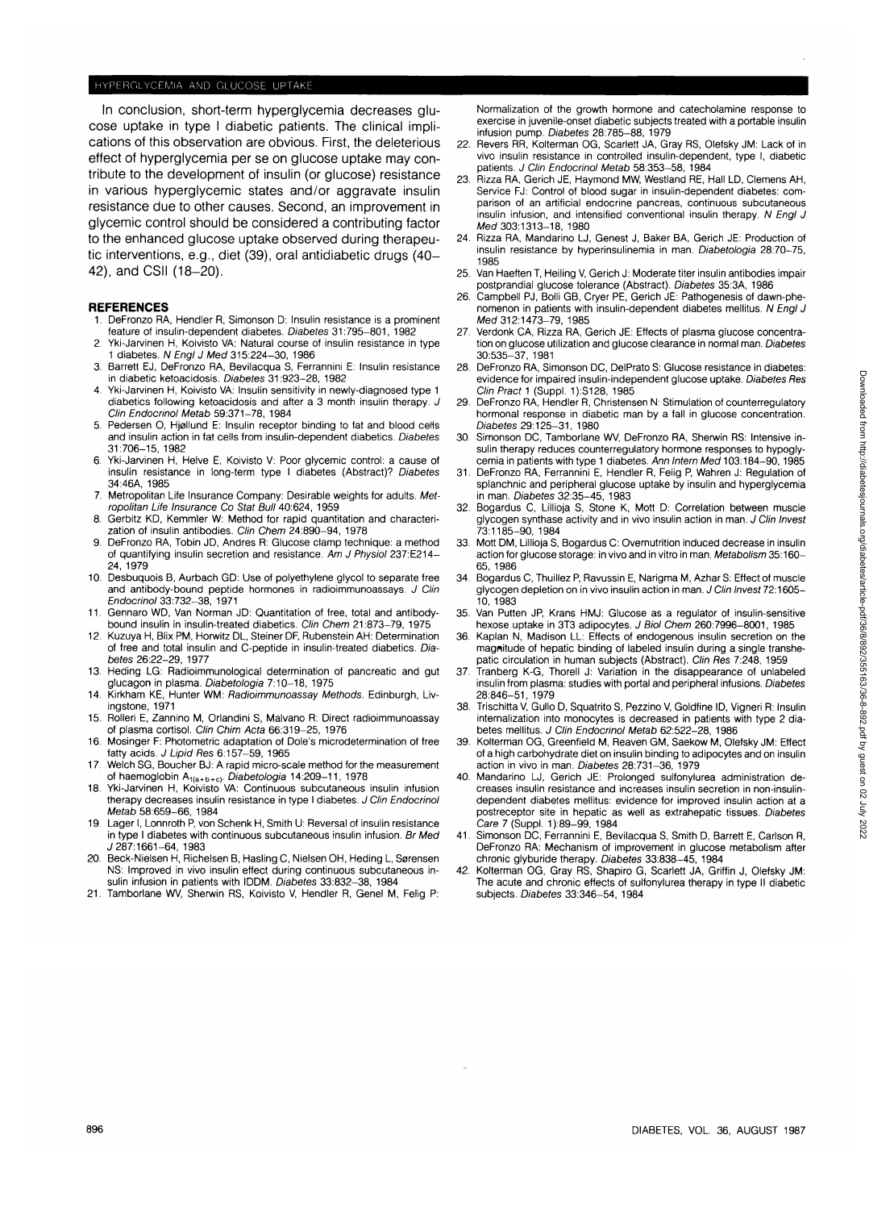In conclusion, short-term hyperglycemia decreases glucose uptake in type I diabetic patients. The clinical implications of this observation are obvious. First, the deleterious effect of hyperglycemia per se on glucose uptake may contribute to the development of insulin (or glucose) resistance in various hyperglycemic states and/or aggravate insulin resistance due to other causes. Second, an improvement in glycemic control should be considered a contributing factor to the enhanced glucose uptake observed during therapeutic interventions, e.g., diet (39), oral antidiabetic drugs (40–42), and CSII (18–20).

## REFERENCES

1. DeFronzo RA, Hendler R, Simonson D: Insulin resistance is a prominent feature of insulin-dependent diabetes. *Diabetes* 31:795–801, 1982
2. Yki-Jarvinen H, Koivisto VA: Natural course of insulin resistance in type 1 diabetes. *N Engl J Med* 315:224–30, 1986
3. Barrett EJ, DeFronzo RA, Bevilacqua S, Ferrannini E: Insulin resistance in diabetic ketoacidosis. *Diabetes* 31:923–28, 1982
4. Yki-Jarvinen H, Koivisto VA: Insulin sensitivity in newly-diagnosed type 1 diabetics following ketoacidosis and after a 3 month insulin therapy. *J Clin Endocrinol Metab* 59:371–78, 1984
5. Pedersen O, Hjøllund E: Insulin receptor binding to fat and blood cells and insulin action in fat cells from insulin-dependent diabetics. *Diabetes* 31:706–15, 1982
6. Yki-Jarvinen H, Helve E, Koivisto V: Poor glycemic control: a cause of insulin resistance in long-term type I diabetes (Abstract)? *Diabetes* 34:46A, 1985
7. Metropolitan Life Insurance Company: Desirable weights for adults. *Metropolitan Life Insurance Co Stat Bull* 40:624, 1959
8. Gerbitz KD, Kemmler W: Method for rapid quantitation and characterization of insulin antibodies. *Clin Chem* 24:890–94, 1978
9. DeFronzo RA, Tobin JD, Andres R: Glucose clamp technique: a method of quantifying insulin secretion and resistance. *Am J Physiol* 237:E214–24, 1979
10. Desbuquois B, Aurbach GD: Use of polyethylene glycol to separate free and antibody-bound peptide hormones in radioimmunoassays. *J Clin Endocrinol* 33:732–38, 1971
11. Gennaro WD, Van Norman JD: Quantitation of free, total and antibody-bound insulin in insulin-treated diabetics. *Clin Chem* 21:873–79, 1975
12. Kuzuya H, Blix PM, Horwitz DL, Steiner DF, Rubenstein AH: Determination of free and total insulin and C-peptide in insulin-treated diabetics. *Diabetes* 26:22–29, 1977
13. Heding LG: Radioimmunological determination of pancreatic and gut glucagon in plasma. *Diabetologia* 7:10–18, 1975
14. Kirkham KE, Hunter WM: *Radioimmunoassay Methods*. Edinburgh, Livingstone, 1971
15. Rolleri E, Zannino M, Orlandini S, Malvano R: Direct radioimmunoassay of plasma cortisol. *Clin Chim Acta* 66:319–25, 1976
16. Mosinger F: Photometric adaptation of Dole's microdetermination of free fatty acids. *J Lipid Res* 6:157–59, 1965
17. Welch SG, Boucher BJ: A rapid micro-scale method for the measurement of haemoglobin $A_{1(a+b+c)}$. *Diabetologia* 14:209–11, 1978
18. Yki-Jarvinen H, Koivisto VA: Continuous subcutaneous insulin infusion therapy decreases insulin resistance in type I diabetes. *J Clin Endocrinol Metab* 58:659–66, 1984
19. Lager I, Lonnroth P, von Schenk H, Smith U: Reversal of insulin resistance in type I diabetes with continuous subcutaneous insulin infusion. *Br Med J* 287:1661–64, 1983
20. Beck-Nielsen H, Richelsen B, Hasling C, Nielsen OH, Heding L, Sørensen NS: Improved in vivo insulin effect during continuous subcutaneous insulin infusion in patients with IDDM. *Diabetes* 33:832–38, 1984
21. Tamborlane WV, Sherwin RS, Koivisto V, Hendler R, Genel M, Felig P: Normalization of the growth hormone and catecholamine response to exercise in juvenile-onset diabetic subjects treated with a portable insulin infusion pump. *Diabetes* 28:785–88, 1979
22. Revers RR, Kolterman OG, Scarlett JA, Gray RS, Olefsky JM: Lack of in vivo insulin resistance in controlled insulin-dependent, type I, diabetic patients. *J Clin Endocrinol Metab* 58:353–58, 1984
23. Rizza RA, Gerich JE, Haymond MW, Westland RE, Hall LD, Clemens AH, Service FJ: Control of blood sugar in insulin-dependent diabetes: comparison of an artificial endocrine pancreas, continuous subcutaneous insulin infusion, and intensified conventional insulin therapy. *N Engl J Med* 303:1313–18, 1980
24. Rizza RA, Mandarino LJ, Genest J, Baker BA, Gerich JE: Production of insulin resistance by hyperinsulinemia in man. *Diabetologia* 28:70–75, 1985
25. Van Haeften T, Heiling V, Gerich J: Moderate titer insulin antibodies impair postprandial glucose tolerance (Abstract). *Diabetes* 35:3A, 1986
26. Campbell PJ, Bolli GB, Cryer PE, Gerich JE: Pathogenesis of dawn-phenomenon in patients with insulin-dependent diabetes mellitus. *N Engl J Med* 312:1473–79, 1985
27. Verdonk CA, Rizza RA, Gerich JE: Effects of plasma glucose concentration on glucose utilization and glucose clearance in normal man. *Diabetes* 30:535–37, 1981
28. DeFronzo RA, Simonson DC, DelPrato S: Glucose resistance in diabetes: evidence for impaired insulin-independent glucose uptake. *Diabetes Res Clin Pract* 1 (Suppl. 1):S128, 1985
29. DeFronzo RA, Hendler R, Christensen N: Stimulation of counterregulatory hormonal response in diabetic man by a fall in glucose concentration. *Diabetes* 29:125–31, 1980
30. Simonson DC, Tamborlane WV, DeFronzo RA, Sherwin RS: Intensive insulin therapy reduces counterregulatory hormone responses to hypoglycemia in patients with type 1 diabetes. *Ann Intern Med* 103:184–90, 1985
31. DeFronzo RA, Ferrannini E, Hendler R, Felig P, Wahren J: Regulation of splanchnic and peripheral glucose uptake by insulin and hyperglycemia in man. *Diabetes* 32:35–45, 1983
32. Bogardus C, Lillioja S, Stone K, Mott D: Correlation between muscle glycogen synthase activity and in vivo insulin action in man. *J Clin Invest* 73:1185–90, 1984
33. Mott DM, Lillioja S, Bogardus C: Overnutrition induced decrease in insulin action for glucose storage: in vivo and in vitro in man. *Metabolism* 35:160–65, 1986
34. Bogardus C, Thuillez P, Ravussin E, Narigma M, Azhar S: Effect of muscle glycogen depletion on in vivo insulin action in man. *J Clin Invest* 72:1605–10, 1983
35. Van Putten JP, Krans HMJ: Glucose as a regulator of insulin-sensitive hexose uptake in 3T3 adipocytes. *J Biol Chem* 260:7996–8001, 1985
36. Kaplan N, Madison LL: Effects of endogenous insulin secretion on the magnitude of hepatic binding of labeled insulin during a single transhepatic circulation in human subjects (Abstract). *Clin Res* 7:248, 1959
37. Tranberg K-G, Thorell J: Variation in the disappearance of unlabeled insulin from plasma: studies with portal and peripheral infusions. *Diabetes* 28:846–51, 1979
38. Trischitta V, Gullo D, Squatrito S, Pezzino V, Goldfine ID, Vigneri R: Insulin internalization into monocytes is decreased in patients with type 2 diabetes mellitus. *J Clin Endocrinol Metab* 62:522–28, 1986
39. Kolterman OG, Greenfield M, Reaven GM, Saekow M, Olefsky JM: Effect of a high carbohydrate diet on insulin binding to adipocytes and on insulin action in vivo in man. *Diabetes* 28:731–36, 1979
40. Mandarino LJ, Gerich JE: Prolonged sulfonylurea administration decreases insulin resistance and increases insulin secretion in non-insulin-dependent diabetes mellitus: evidence for improved insulin action at a postreceptor site in hepatic as well as extrahepatic tissues. *Diabetes Care* 7 (Suppl. 1):89–99, 1984
41. Simonson DC, Ferrannini E, Bevilacqua S, Smith D, Barrett E, Carlson R, DeFronzo RA: Mechanism of improvement in glucose metabolism after chronic glyburide therapy. *Diabetes* 33:838–45, 1984
42. Kolterman OG, Gray RS, Shapiro G, Scarlett JA, Griffin J, Olefsky JM: The acute and chronic effects of sulfonylurea therapy in type II diabetic subjects. *Diabetes* 33:346–54, 1984